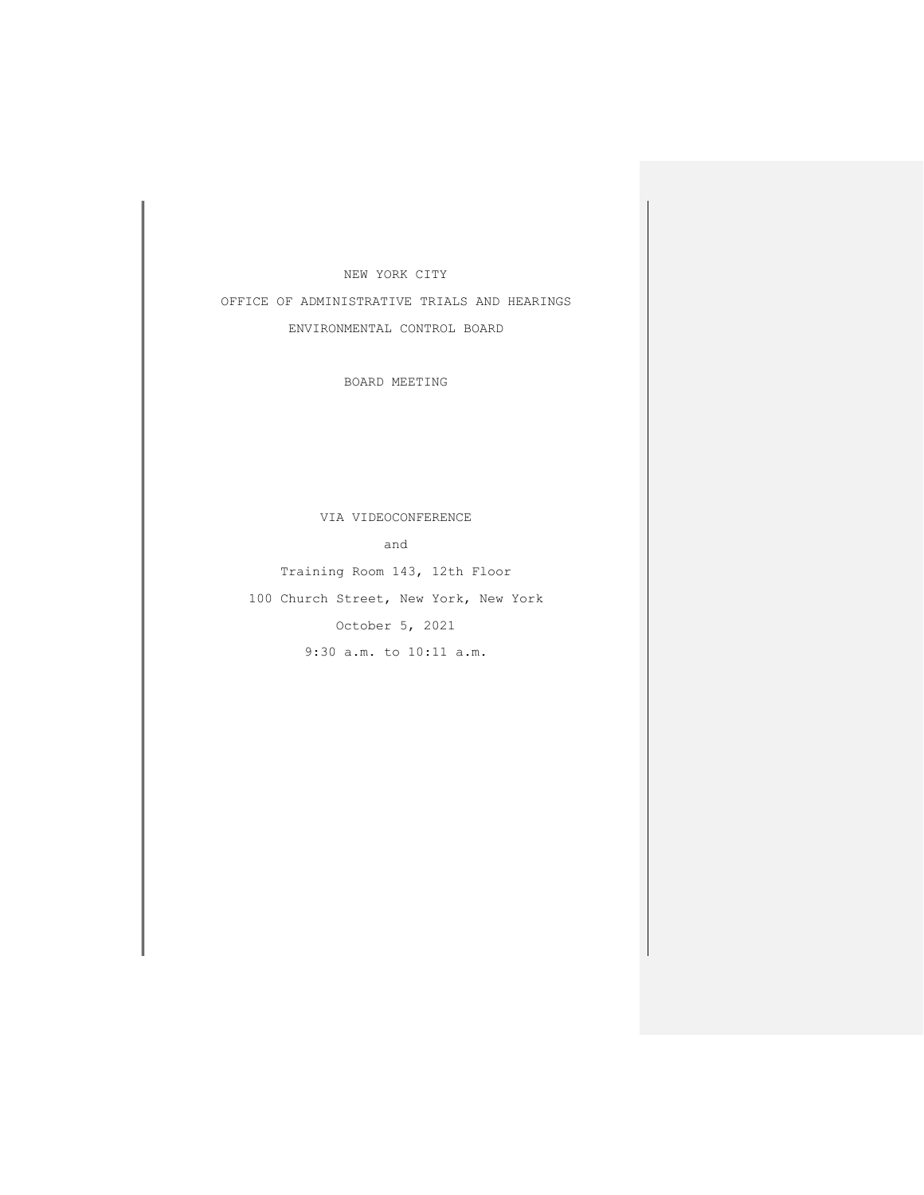NEW YORK CITY

OFFICE OF ADMINISTRATIVE TRIALS AND HEARINGS

ENVIRONMENTAL CONTROL BOARD

BOARD MEETING

VIA VIDEOCONFERENCE

and

Training Room 143, 12th Floor

100 Church Street, New York, New York

October 5, 2021

9:30 a.m. to 10:11 a.m.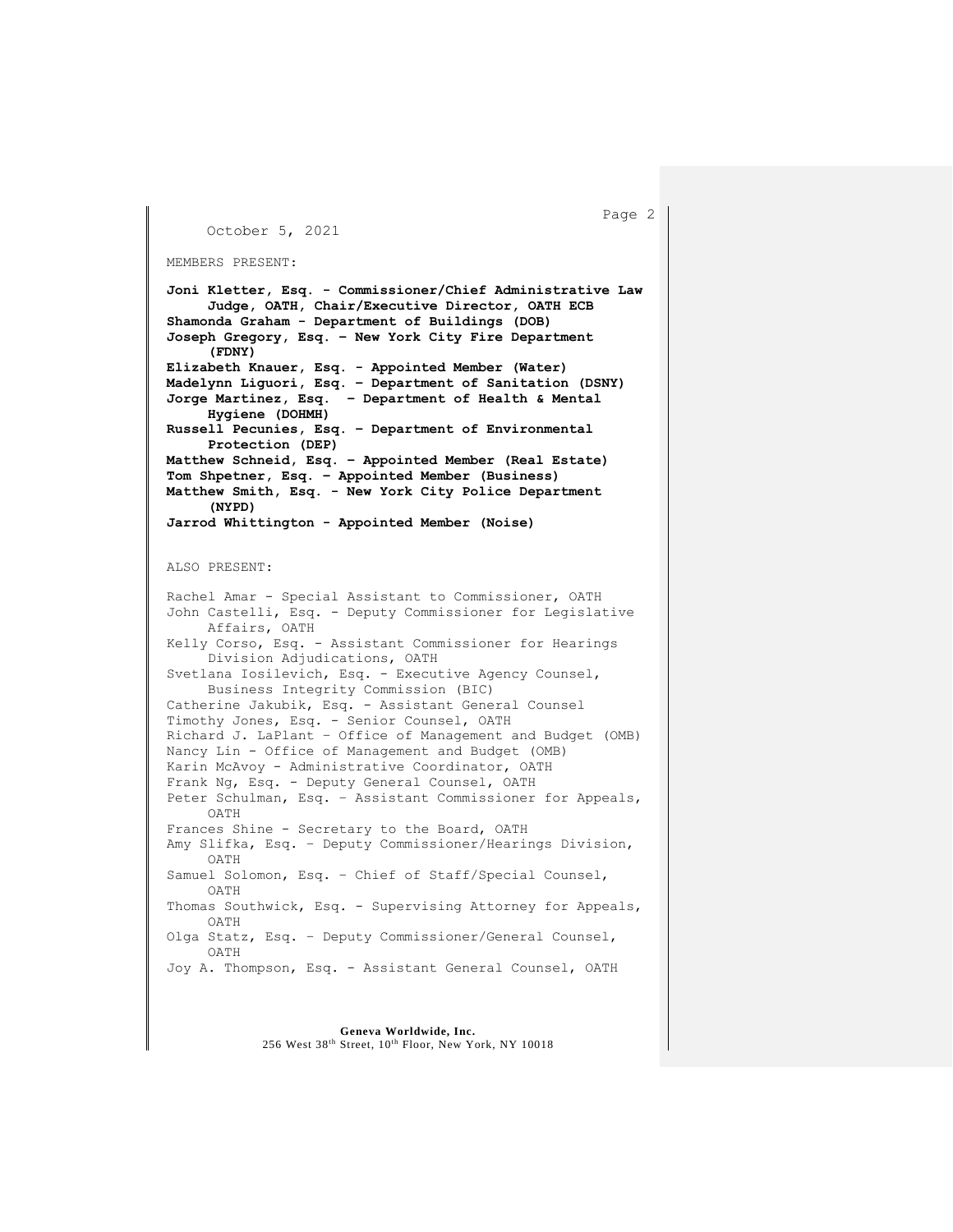October 5, 2021

MEMBERS PRESENT:

**Joni Kletter, Esq. - Commissioner/Chief Administrative Law Judge, OATH, Chair/Executive Director, OATH ECB**
**Shamonda Graham - Department of Buildings (DOB)**
**Joseph Gregory, Esq. – New York City Fire Department (FDNY)**
**Elizabeth Knauer, Esq. - Appointed Member (Water)**
**Madelynn Liguori, Esq. – Department of Sanitation (DSNY)**
**Jorge Martinez, Esq. – Department of Health & Mental Hygiene (DOHMH)**
**Russell Pecunies, Esq. – Department of Environmental Protection (DEP)**
**Matthew Schneid, Esq. – Appointed Member (Real Estate)**
**Tom Shpetner, Esq. – Appointed Member (Business)**
**Matthew Smith, Esq. - New York City Police Department (NYPD)**
**Jarrod Whittington - Appointed Member (Noise)**

ALSO PRESENT:

Rachel Amar - Special Assistant to Commissioner, OATH
John Castelli, Esq. - Deputy Commissioner for Legislative Affairs, OATH
Kelly Corso, Esq. - Assistant Commissioner for Hearings Division Adjudications, OATH
Svetlana Iosilevich, Esq. - Executive Agency Counsel, Business Integrity Commission (BIC)
Catherine Jakubik, Esq. - Assistant General Counsel
Timothy Jones, Esq. - Senior Counsel, OATH
Richard J. LaPlant – Office of Management and Budget (OMB)
Nancy Lin - Office of Management and Budget (OMB)
Karin McAvoy - Administrative Coordinator, OATH
Frank Ng, Esq. - Deputy General Counsel, OATH
Peter Schulman, Esq. – Assistant Commissioner for Appeals, OATH
Frances Shine - Secretary to the Board, OATH
Amy Slifka, Esq. – Deputy Commissioner/Hearings Division, OATH
Samuel Solomon, Esq. – Chief of Staff/Special Counsel, OATH
Thomas Southwick, Esq. - Supervising Attorney for Appeals, OATH
Olga Statz, Esq. – Deputy Commissioner/General Counsel, OATH
Joy A. Thompson, Esq. - Assistant General Counsel, OATH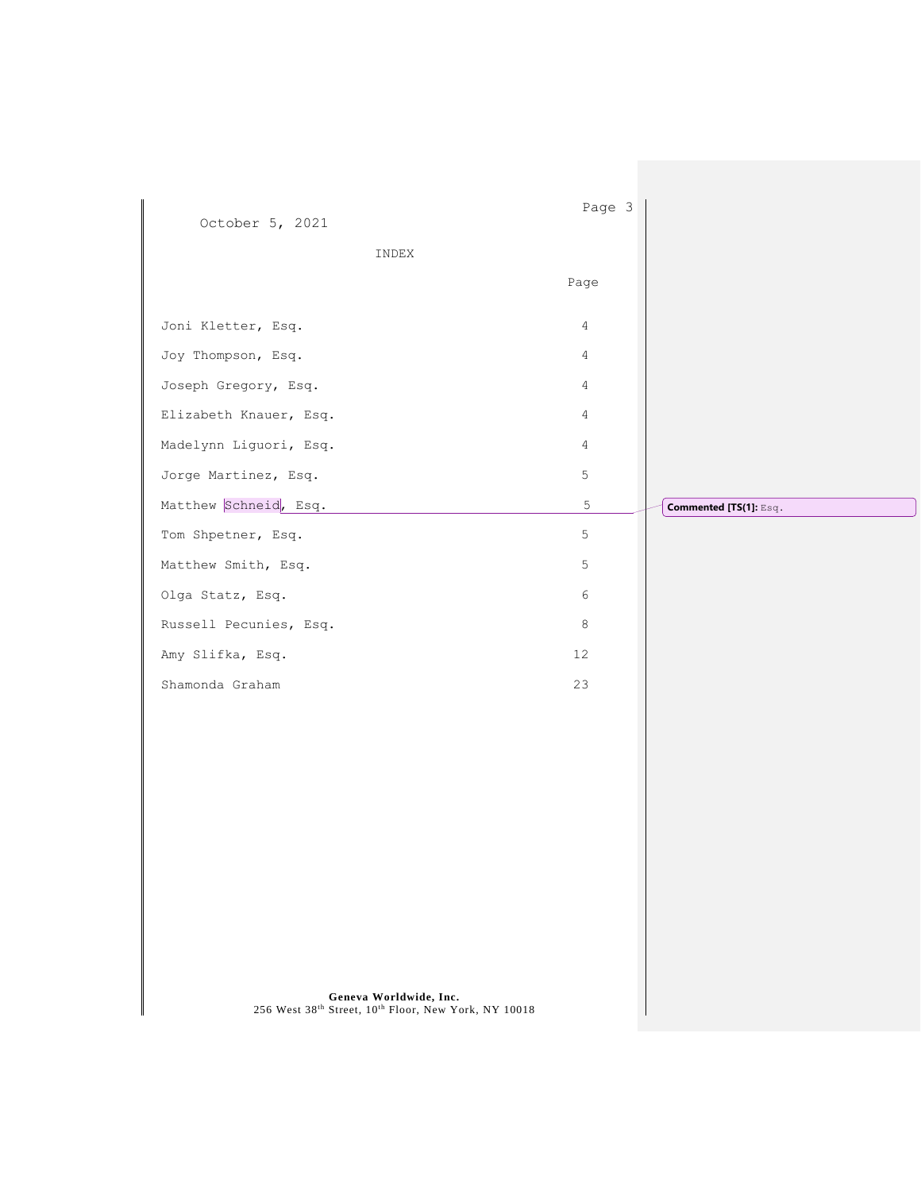October 5, 2021

INDEX

| | Page |
|---|---|
| Joni Kletter, Esq. | 4 |
| Joy Thompson, Esq. | 4 |
| Joseph Gregory, Esq. | 4 |
| Elizabeth Knauer, Esq. | 4 |
| Madelynn Liguori, Esq. | 4 |
| Jorge Martinez, Esq. | 5 |
| Matthew Schneid, Esq. | 5 |
| Tom Shpetner, Esq. | 5 |
| Matthew Smith, Esq. | 5 |
| Olga Statz, Esq. | 6 |
| Russell Pecunies, Esq. | 8 |
| Amy Slifka, Esq. | 12 |
| Shamonda Graham | 23 |

Commented [TS(1]: Esq.

**Geneva Worldwide, Inc.**
256 West 38th Street, 10th Floor, New York, NY 10018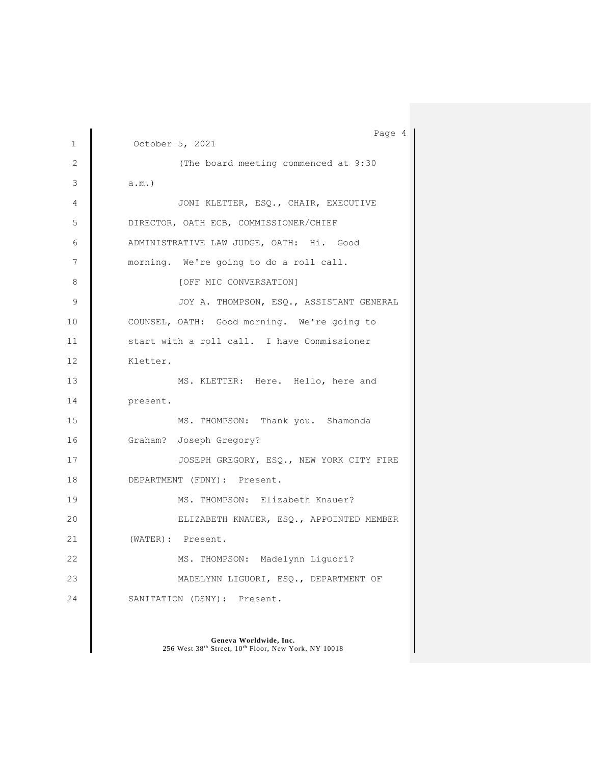October 5, 2021

(The board meeting commenced at 9:30 a.m.)

JONI KLETTER, ESQ., CHAIR, EXECUTIVE DIRECTOR, OATH ECB, COMMISSIONER/CHIEF ADMINISTRATIVE LAW JUDGE, OATH: Hi. Good morning. We're going to do a roll call.

[OFF MIC CONVERSATION]

JOY A. THOMPSON, ESQ., ASSISTANT GENERAL COUNSEL, OATH: Good morning. We're going to start with a roll call. I have Commissioner Kletter.

MS. KLETTER: Here. Hello, here and present.

MS. THOMPSON: Thank you. Shamonda Graham? Joseph Gregory?

JOSEPH GREGORY, ESQ., NEW YORK CITY FIRE DEPARTMENT (FDNY): Present.

MS. THOMPSON: Elizabeth Knauer?

ELIZABETH KNAUER, ESQ., APPOINTED MEMBER (WATER): Present.

MS. THOMPSON: Madelynn Liguori?

MADELYNN LIGUORI, ESQ., DEPARTMENT OF SANITATION (DSNY): Present.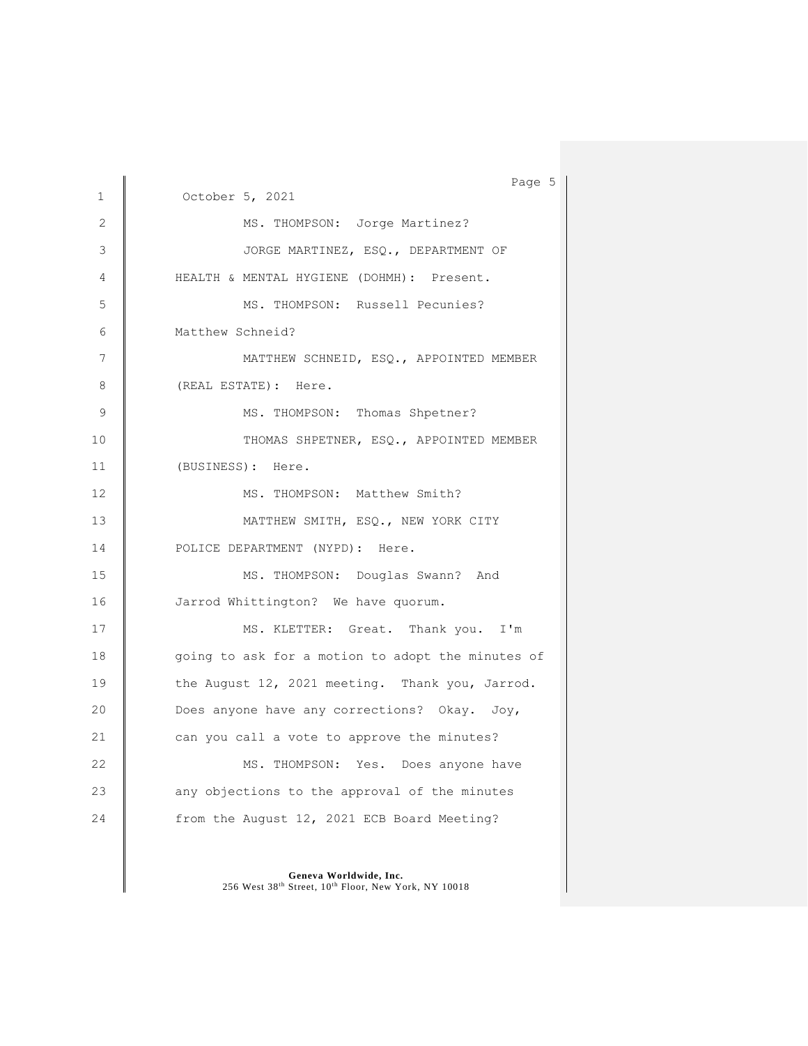October 5, 2021

MS. THOMPSON: Jorge Martinez?

JORGE MARTINEZ, ESQ., DEPARTMENT OF HEALTH & MENTAL HYGIENE (DOHMH): Present.

MS. THOMPSON: Russell Pecunies? Matthew Schneid?

MATTHEW SCHNEID, ESQ., APPOINTED MEMBER (REAL ESTATE): Here.

MS. THOMPSON: Thomas Shpetner?

THOMAS SHPETNER, ESQ., APPOINTED MEMBER (BUSINESS): Here.

MS. THOMPSON: Matthew Smith?

MATTHEW SMITH, ESQ., NEW YORK CITY POLICE DEPARTMENT (NYPD): Here.

MS. THOMPSON: Douglas Swann? And Jarrod Whittington? We have quorum.

MS. KLETTER: Great. Thank you. I'm going to ask for a motion to adopt the minutes of the August 12, 2021 meeting. Thank you, Jarrod. Does anyone have any corrections? Okay. Joy, can you call a vote to approve the minutes?

MS. THOMPSON: Yes. Does anyone have any objections to the approval of the minutes from the August 12, 2021 ECB Board Meeting?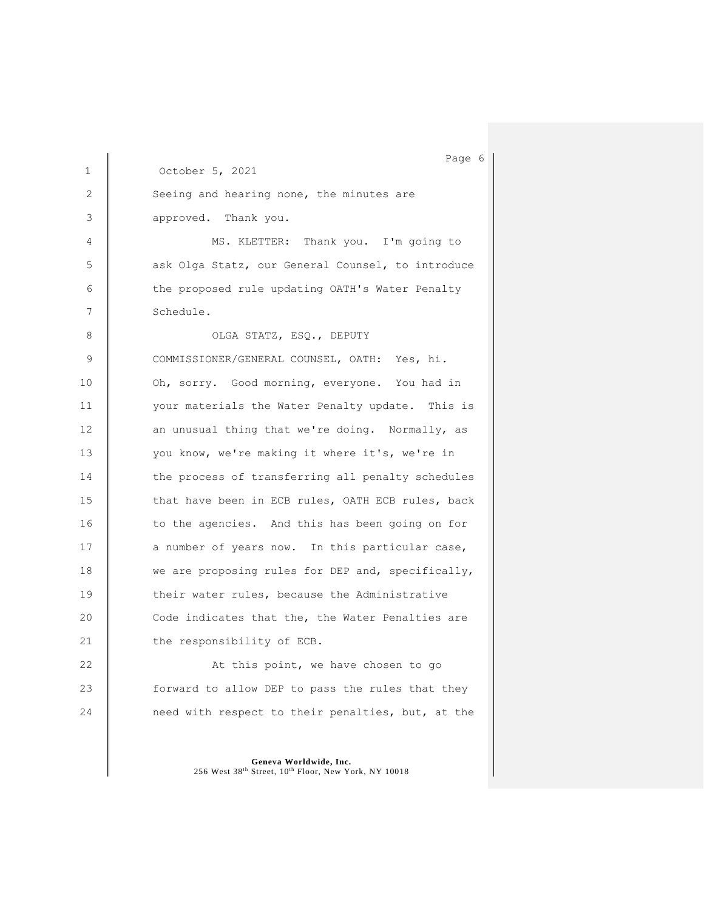October 5, 2021

Seeing and hearing none, the minutes are approved. Thank you.

MS. KLETTER: Thank you. I'm going to ask Olga Statz, our General Counsel, to introduce the proposed rule updating OATH's Water Penalty Schedule.

OLGA STATZ, ESQ., DEPUTY COMMISSIONER/GENERAL COUNSEL, OATH: Yes, hi. Oh, sorry. Good morning, everyone. You had in your materials the Water Penalty update. This is an unusual thing that we're doing. Normally, as you know, we're making it where it's, we're in the process of transferring all penalty schedules that have been in ECB rules, OATH ECB rules, back to the agencies. And this has been going on for a number of years now. In this particular case, we are proposing rules for DEP and, specifically, their water rules, because the Administrative Code indicates that the, the Water Penalties are the responsibility of ECB.

At this point, we have chosen to go forward to allow DEP to pass the rules that they need with respect to their penalties, but, at the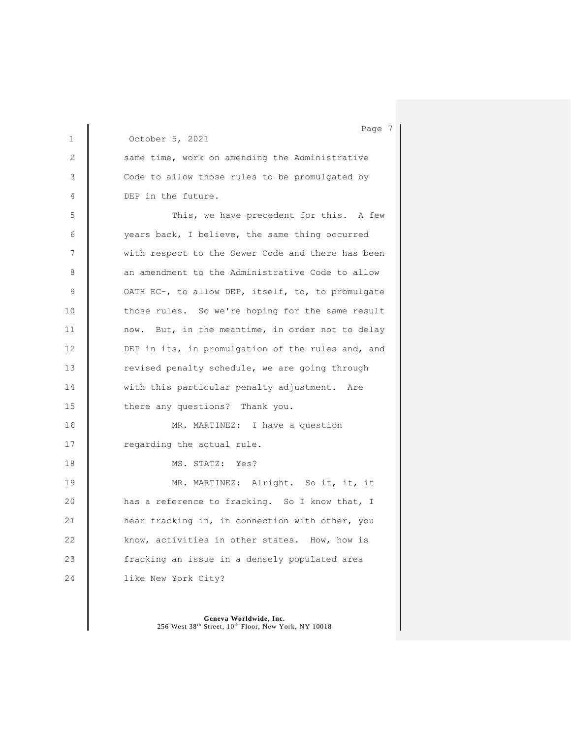October 5, 2021

same time, work on amending the Administrative Code to allow those rules to be promulgated by DEP in the future.

This, we have precedent for this. A few years back, I believe, the same thing occurred with respect to the Sewer Code and there has been an amendment to the Administrative Code to allow OATH EC-, to allow DEP, itself, to, to promulgate those rules. So we're hoping for the same result now. But, in the meantime, in order not to delay DEP in its, in promulgation of the rules and, and revised penalty schedule, we are going through with this particular penalty adjustment. Are there any questions? Thank you.

MR. MARTINEZ: I have a question regarding the actual rule.

MS. STATZ: Yes?

MR. MARTINEZ: Alright. So it, it, it has a reference to fracking. So I know that, I hear fracking in, in connection with other, you know, activities in other states. How, how is fracking an issue in a densely populated area like New York City?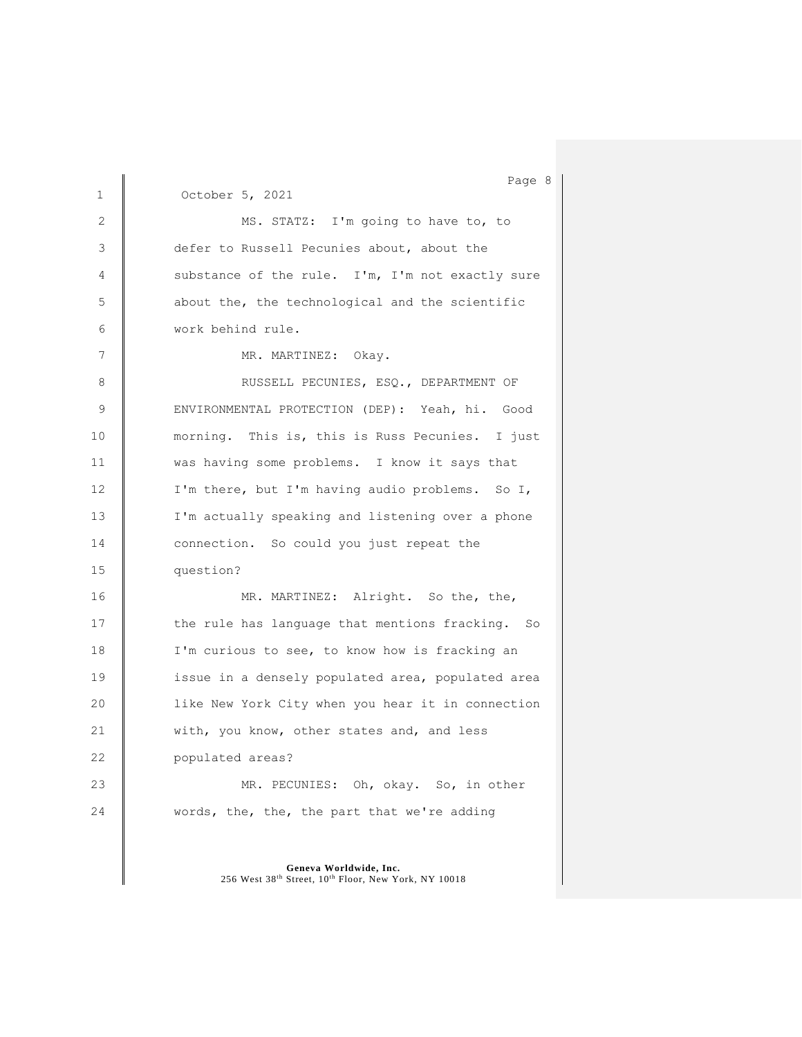October 5, 2021

MS. STATZ: I'm going to have to, to defer to Russell Pecunies about, about the substance of the rule. I'm, I'm not exactly sure about the, the technological and the scientific work behind rule.

MR. MARTINEZ: Okay.

RUSSELL PECUNIES, ESQ., DEPARTMENT OF ENVIRONMENTAL PROTECTION (DEP): Yeah, hi. Good morning. This is, this is Russ Pecunies. I just was having some problems. I know it says that I'm there, but I'm having audio problems. So I, I'm actually speaking and listening over a phone connection. So could you just repeat the question?

MR. MARTINEZ: Alright. So the, the, the rule has language that mentions fracking. So I'm curious to see, to know how is fracking an issue in a densely populated area, populated area like New York City when you hear it in connection with, you know, other states and, and less populated areas?

MR. PECUNIES: Oh, okay. So, in other words, the, the, the part that we're adding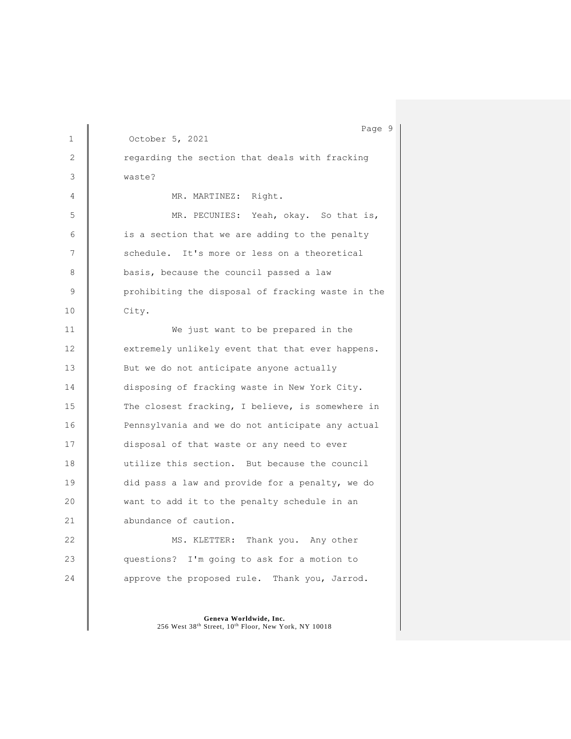October 5, 2021

regarding the section that deals with fracking waste?

MR. MARTINEZ: Right.

MR. PECUNIES: Yeah, okay. So that is, is a section that we are adding to the penalty schedule. It's more or less on a theoretical basis, because the council passed a law prohibiting the disposal of fracking waste in the City.

We just want to be prepared in the extremely unlikely event that that ever happens. But we do not anticipate anyone actually disposing of fracking waste in New York City. The closest fracking, I believe, is somewhere in Pennsylvania and we do not anticipate any actual disposal of that waste or any need to ever utilize this section. But because the council did pass a law and provide for a penalty, we do want to add it to the penalty schedule in an abundance of caution.

MS. KLETTER: Thank you. Any other questions? I'm going to ask for a motion to approve the proposed rule. Thank you, Jarrod.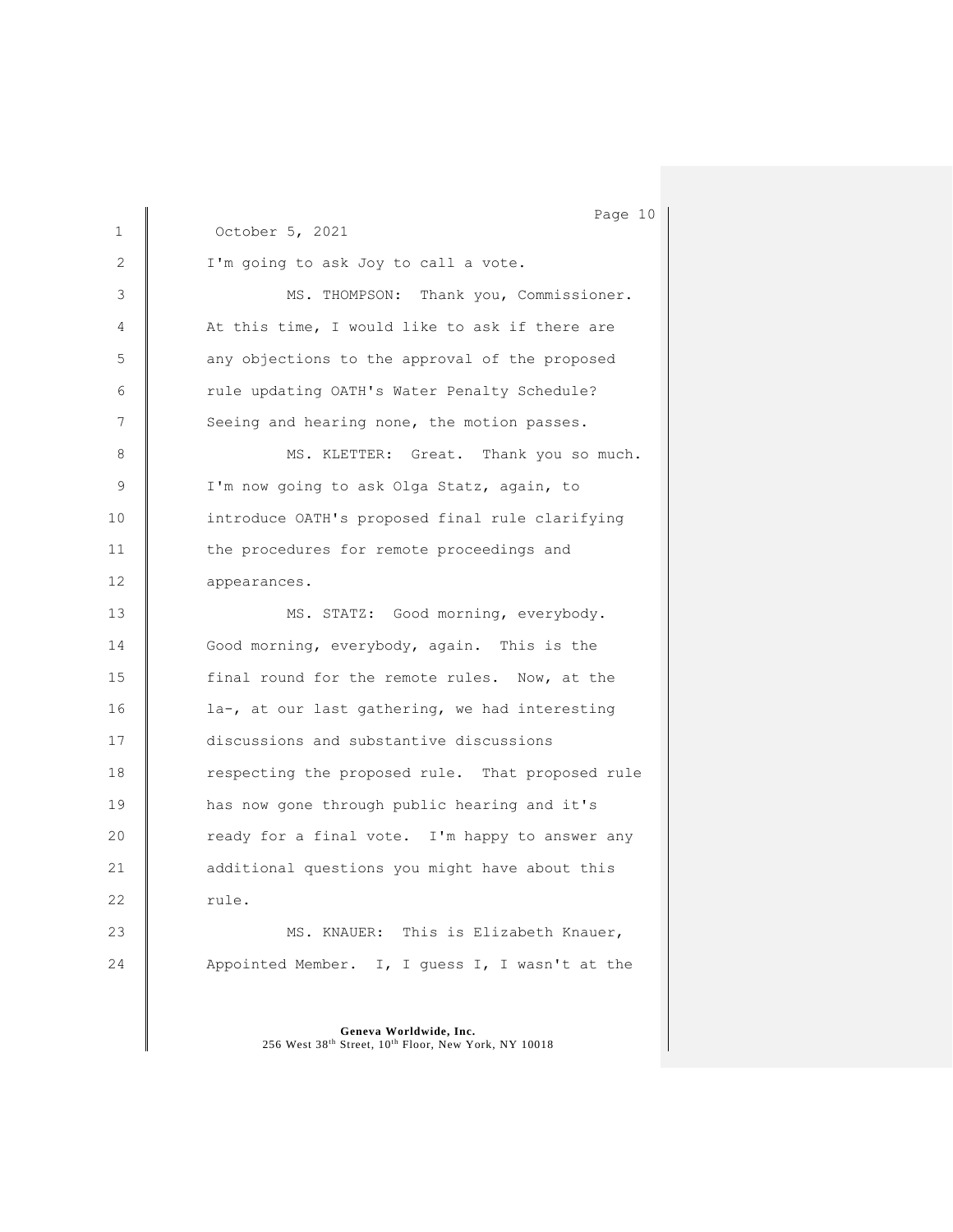October 5, 2021

I'm going to ask Joy to call a vote.

MS. THOMPSON: Thank you, Commissioner. At this time, I would like to ask if there are any objections to the approval of the proposed rule updating OATH's Water Penalty Schedule? Seeing and hearing none, the motion passes.

MS. KLETTER: Great. Thank you so much. I'm now going to ask Olga Statz, again, to introduce OATH's proposed final rule clarifying the procedures for remote proceedings and appearances.

MS. STATZ: Good morning, everybody. Good morning, everybody, again. This is the final round for the remote rules. Now, at the la-, at our last gathering, we had interesting discussions and substantive discussions respecting the proposed rule. That proposed rule has now gone through public hearing and it's ready for a final vote. I'm happy to answer any additional questions you might have about this rule.

MS. KNAUER: This is Elizabeth Knauer, Appointed Member. I, I guess I, I wasn't at the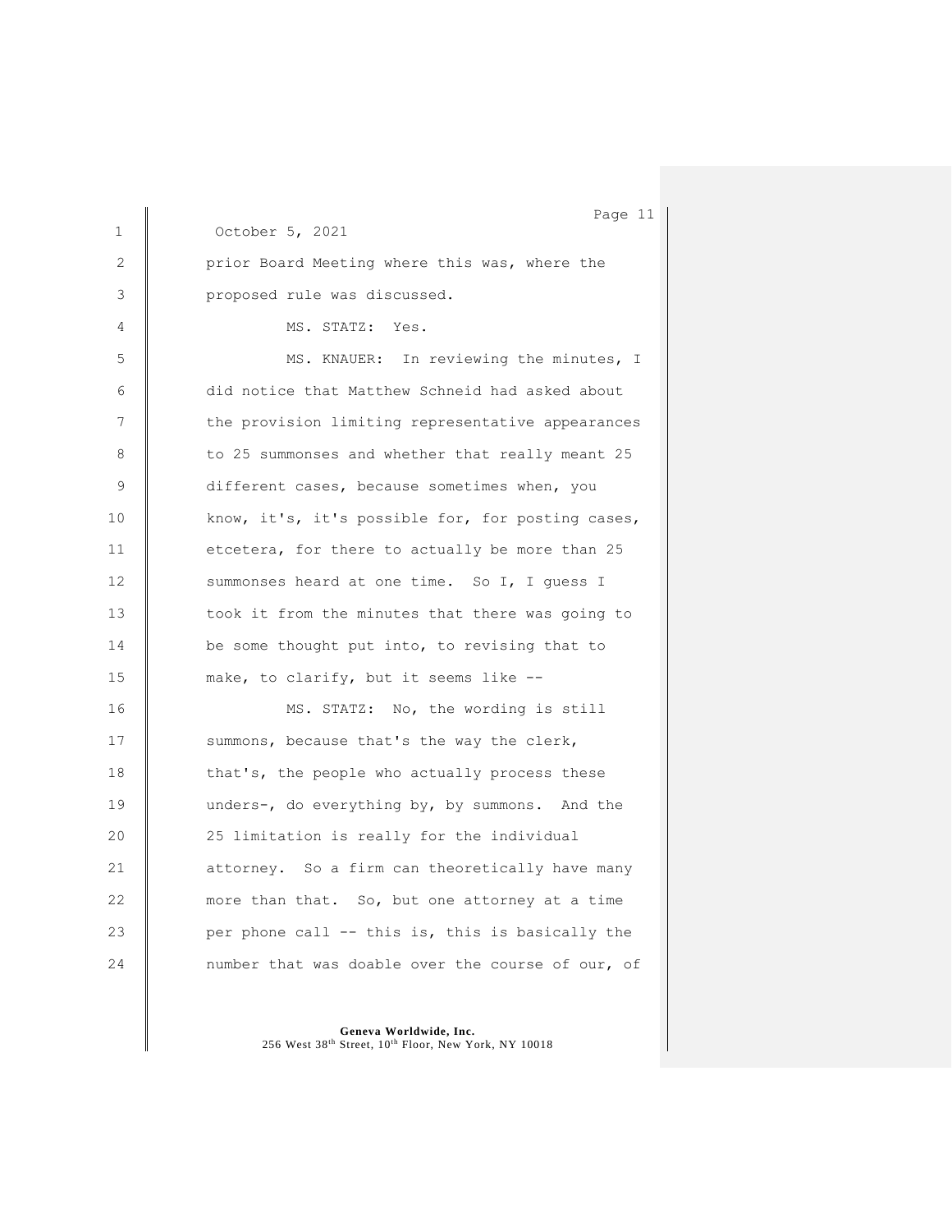October 5, 2021

prior Board Meeting where this was, where the proposed rule was discussed.

MS. STATZ: Yes.

MS. KNAUER: In reviewing the minutes, I did notice that Matthew Schneid had asked about the provision limiting representative appearances to 25 summonses and whether that really meant 25 different cases, because sometimes when, you know, it's, it's possible for, for posting cases, etcetera, for there to actually be more than 25 summonses heard at one time. So I, I guess I took it from the minutes that there was going to be some thought put into, to revising that to make, to clarify, but it seems like --

MS. STATZ: No, the wording is still summons, because that's the way the clerk, that's, the people who actually process these unders-, do everything by, by summons. And the 25 limitation is really for the individual attorney. So a firm can theoretically have many more than that. So, but one attorney at a time per phone call -- this is, this is basically the number that was doable over the course of our, of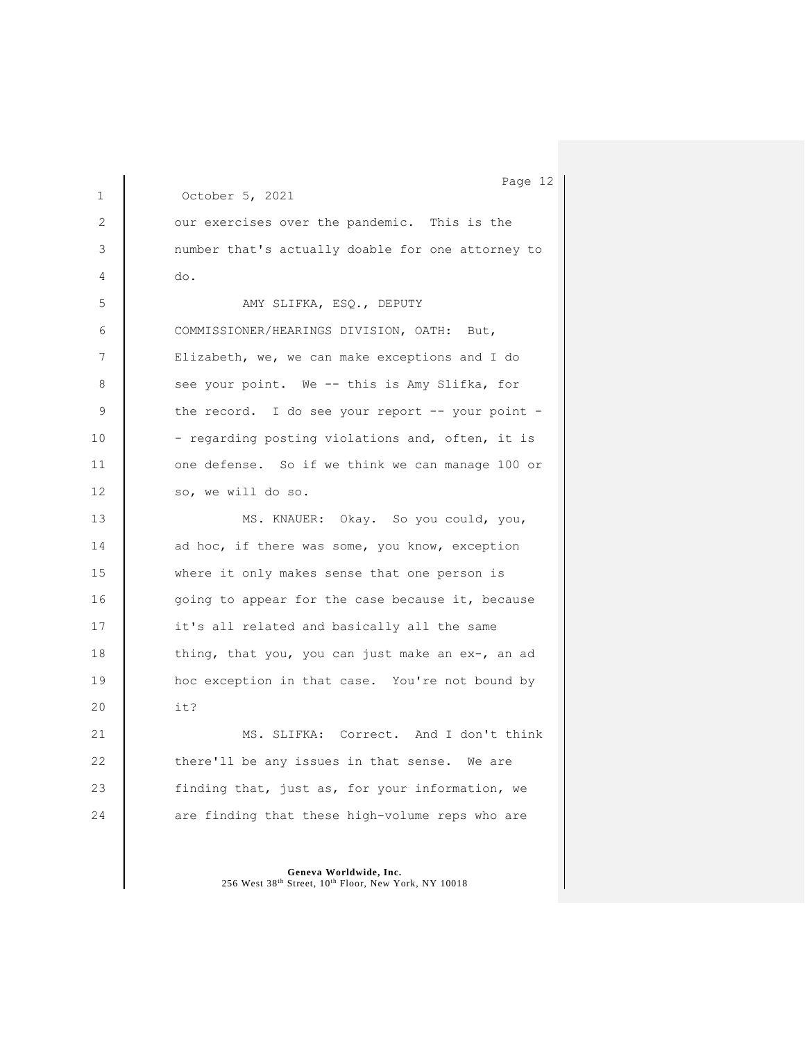October 5, 2021

our exercises over the pandemic. This is the number that's actually doable for one attorney to do.

AMY SLIFKA, ESQ., DEPUTY COMMISSIONER/HEARINGS DIVISION, OATH: But, Elizabeth, we, we can make exceptions and I do see your point. We -- this is Amy Slifka, for the record. I do see your report -- your point -- regarding posting violations and, often, it is one defense. So if we think we can manage 100 or so, we will do so.

MS. KNAUER: Okay. So you could, you, ad hoc, if there was some, you know, exception where it only makes sense that one person is going to appear for the case because it, because it's all related and basically all the same thing, that you, you can just make an ex-, an ad hoc exception in that case. You're not bound by it?

MS. SLIFKA: Correct. And I don't think there'll be any issues in that sense. We are finding that, just as, for your information, we are finding that these high-volume reps who are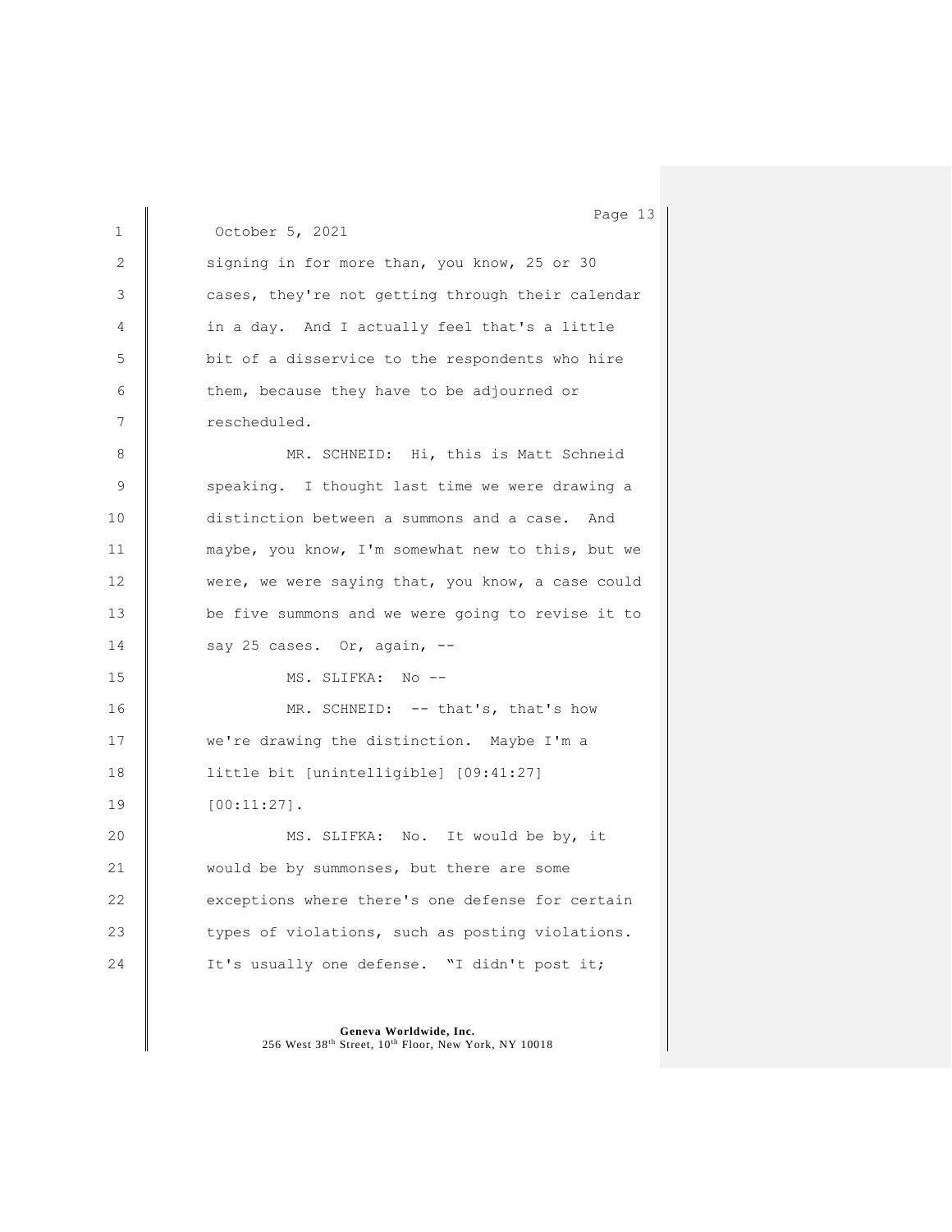October 5, 2021

signing in for more than, you know, 25 or 30 cases, they're not getting through their calendar in a day. And I actually feel that's a little bit of a disservice to the respondents who hire them, because they have to be adjourned or rescheduled.

MR. SCHNEID: Hi, this is Matt Schneid speaking. I thought last time we were drawing a distinction between a summons and a case. And maybe, you know, I'm somewhat new to this, but we were, we were saying that, you know, a case could be five summons and we were going to revise it to say 25 cases. Or, again, --

MS. SLIFKA: No --

MR. SCHNEID: -- that's, that's how we're drawing the distinction. Maybe I'm a little bit [unintelligible] [09:41:27] [00:11:27].

MS. SLIFKA: No. It would be by, it would be by summonses, but there are some exceptions where there's one defense for certain types of violations, such as posting violations. It's usually one defense. "I didn't post it;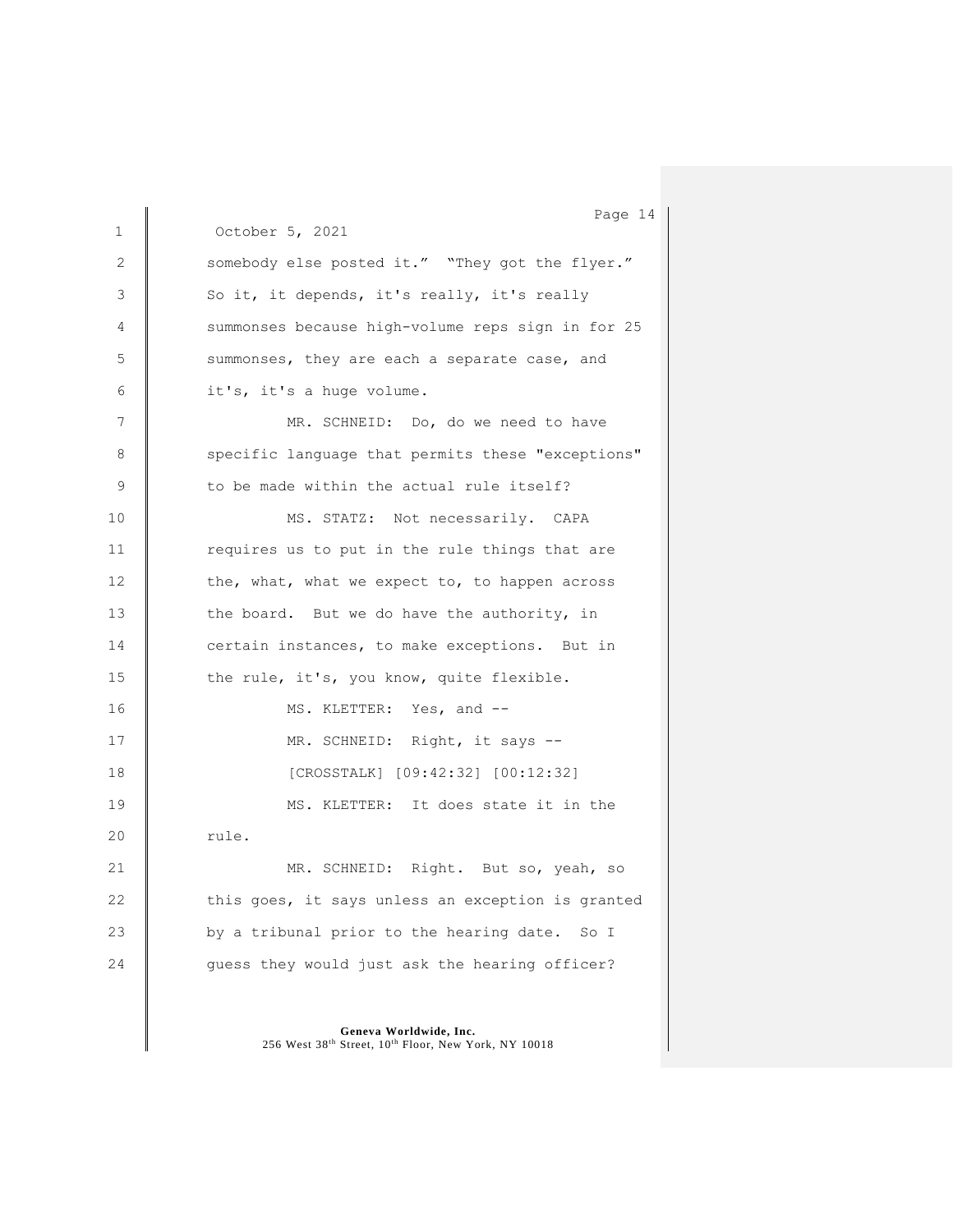October 5, 2021

somebody else posted it." "They got the flyer." So it, it depends, it's really, it's really summonses because high-volume reps sign in for 25 summonses, they are each a separate case, and it's, it's a huge volume.

MR. SCHNEID: Do, do we need to have specific language that permits these "exceptions" to be made within the actual rule itself?

MS. STATZ: Not necessarily. CAPA requires us to put in the rule things that are the, what, what we expect to, to happen across the board. But we do have the authority, in certain instances, to make exceptions. But in the rule, it's, you know, quite flexible.

MS. KLETTER: Yes, and --

MR. SCHNEID: Right, it says --

[CROSSTALK] [09:42:32] [00:12:32]

MS. KLETTER: It does state it in the rule.

MR. SCHNEID: Right. But so, yeah, so this goes, it says unless an exception is granted by a tribunal prior to the hearing date. So I guess they would just ask the hearing officer?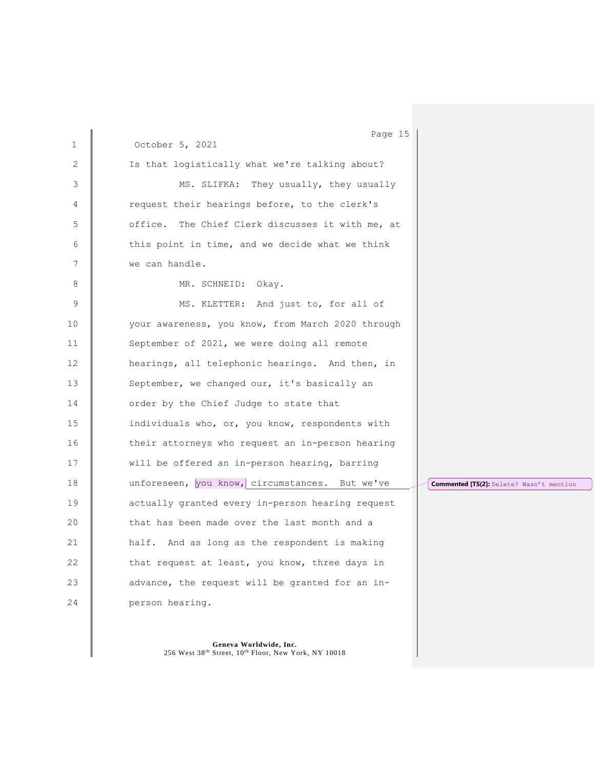October 5, 2021

Is that logistically what we're talking about?

MS. SLIFKA: They usually, they usually request their hearings before, to the clerk's office. The Chief Clerk discusses it with me, at this point in time, and we decide what we think we can handle.

MR. SCHNEID: Okay.

MS. KLETTER: And just to, for all of your awareness, you know, from March 2020 through September of 2021, we were doing all remote hearings, all telephonic hearings. And then, in September, we changed our, it's basically an order by the Chief Judge to state that individuals who, or, you know, respondents with their attorneys who request an in-person hearing will be offered an in-person hearing, barring unforeseen, you know, circumstances. But we've actually granted every in-person hearing request that has been made over the last month and a half. And as long as the respondent is making that request at least, you know, three days in advance, the request will be granted for an in-person hearing.

**Commented [TS(2]:** Delete? Wasn't mention

Geneva Worldwide, Inc.
256 West 38th Street, 10th Floor, New York, NY 10018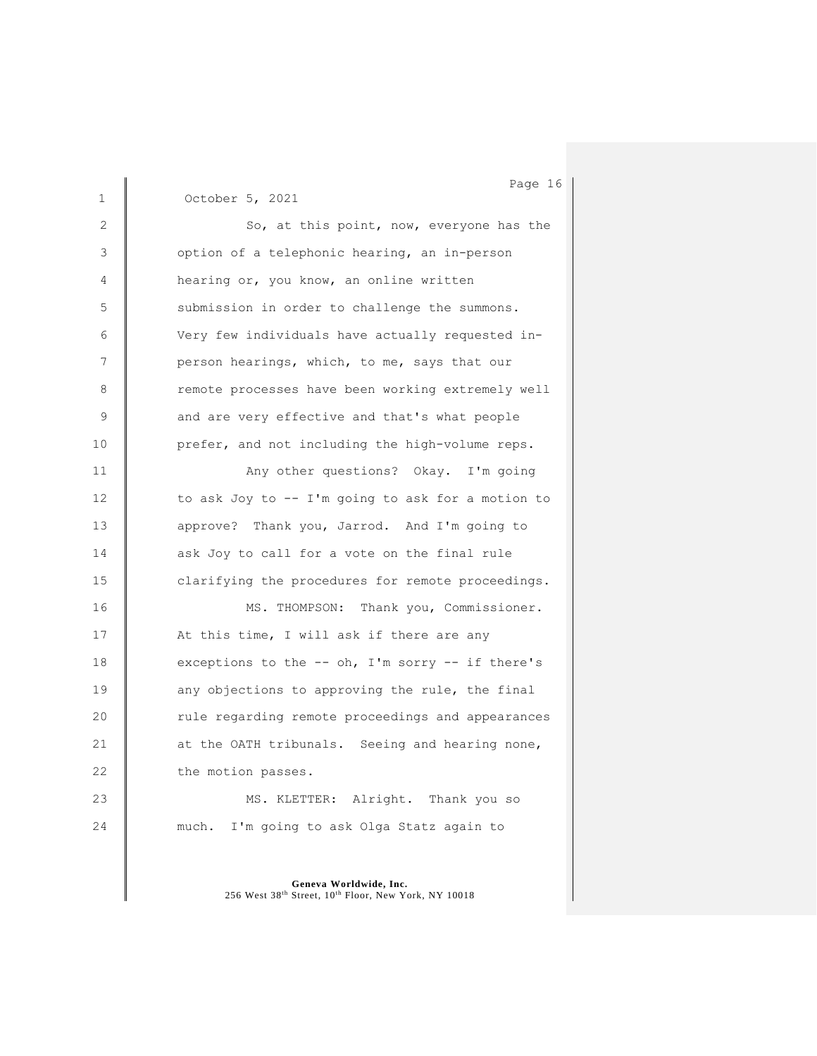October 5, 2021

So, at this point, now, everyone has the option of a telephonic hearing, an in-person hearing or, you know, an online written submission in order to challenge the summons. Very few individuals have actually requested in-person hearings, which, to me, says that our remote processes have been working extremely well and are very effective and that's what people prefer, and not including the high-volume reps.

Any other questions? Okay. I'm going to ask Joy to -- I'm going to ask for a motion to approve? Thank you, Jarrod. And I'm going to ask Joy to call for a vote on the final rule clarifying the procedures for remote proceedings.

MS. THOMPSON: Thank you, Commissioner. At this time, I will ask if there are any exceptions to the -- oh, I'm sorry -- if there's any objections to approving the rule, the final rule regarding remote proceedings and appearances at the OATH tribunals. Seeing and hearing none, the motion passes.

MS. KLETTER: Alright. Thank you so much. I'm going to ask Olga Statz again to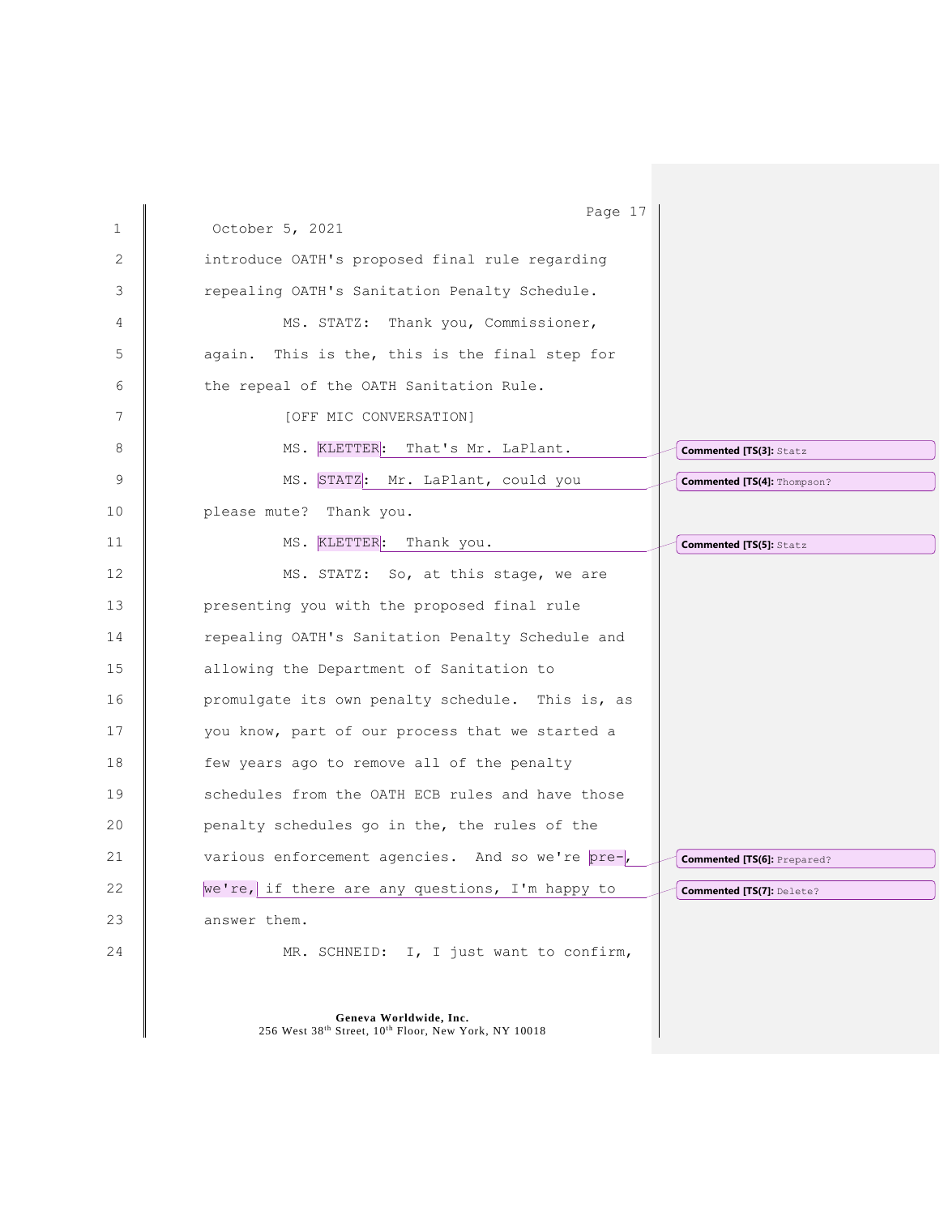October 5, 2021

introduce OATH's proposed final rule regarding repealing OATH's Sanitation Penalty Schedule.

MS. STATZ: Thank you, Commissioner, again. This is the, this is the final step for the repeal of the OATH Sanitation Rule.

[OFF MIC CONVERSATION]

MS. KLETTER: That's Mr. LaPlant.

MS. STATZ: Mr. LaPlant, could you please mute? Thank you.

MS. KLETTER: Thank you.

MS. STATZ: So, at this stage, we are presenting you with the proposed final rule repealing OATH's Sanitation Penalty Schedule and allowing the Department of Sanitation to promulgate its own penalty schedule. This is, as you know, part of our process that we started a few years ago to remove all of the penalty schedules from the OATH ECB rules and have those penalty schedules go in the, the rules of the various enforcement agencies. And so we're pre-, we're, if there are any questions, I'm happy to answer them.

MR. SCHNEID: I, I just want to confirm,

**Commented [TS3]:** Statz

**Commented [TS4]:** Thompson?

**Commented [TS5]:** Statz

**Commented [TS6]:** Prepared?

**Commented [TS7]:** Delete?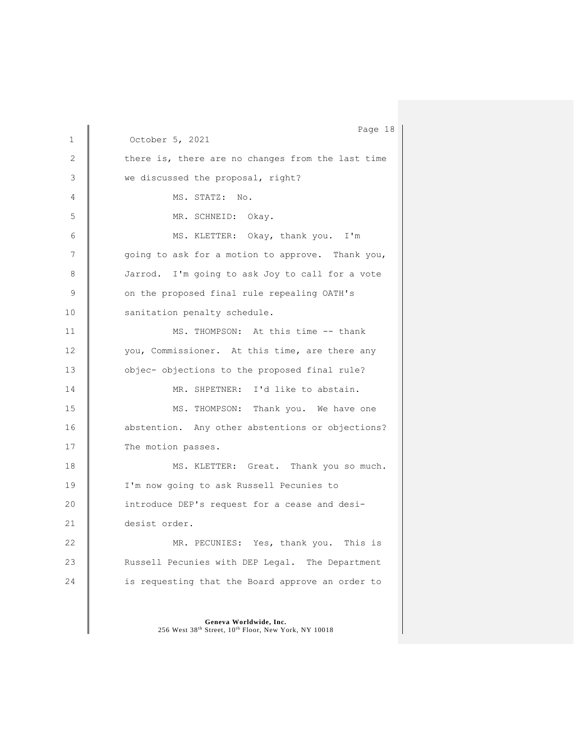October 5, 2021

there is, there are no changes from the last time we discussed the proposal, right?

MS. STATZ: No.

MR. SCHNEID: Okay.

MS. KLETTER: Okay, thank you. I'm going to ask for a motion to approve. Thank you, Jarrod. I'm going to ask Joy to call for a vote on the proposed final rule repealing OATH's sanitation penalty schedule.

MS. THOMPSON: At this time -- thank you, Commissioner. At this time, are there any objec- objections to the proposed final rule?

MR. SHPETNER: I'd like to abstain.

MS. THOMPSON: Thank you. We have one abstention. Any other abstentions or objections? The motion passes.

MS. KLETTER: Great. Thank you so much. I'm now going to ask Russell Pecunies to introduce DEP's request for a cease and desi- desist order.

MR. PECUNIES: Yes, thank you. This is Russell Pecunies with DEP Legal. The Department is requesting that the Board approve an order to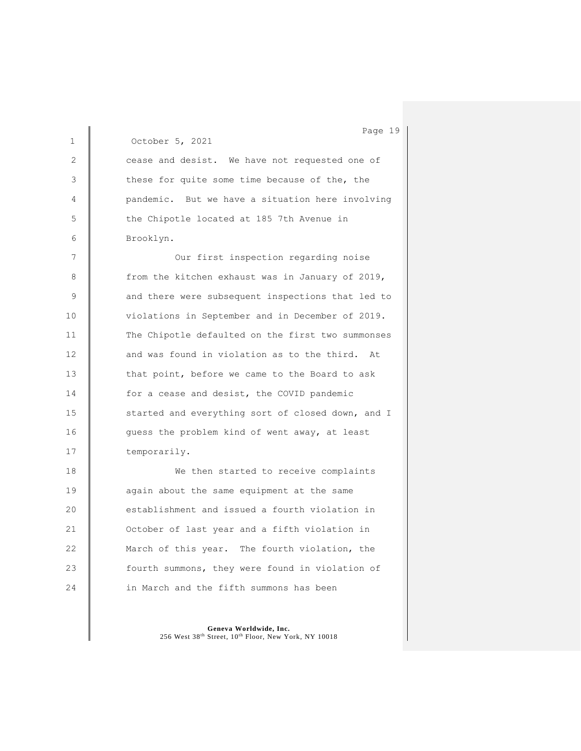October 5, 2021

cease and desist. We have not requested one of these for quite some time because of the, the pandemic. But we have a situation here involving the Chipotle located at 185 7th Avenue in Brooklyn.

Our first inspection regarding noise from the kitchen exhaust was in January of 2019, and there were subsequent inspections that led to violations in September and in December of 2019. The Chipotle defaulted on the first two summonses and was found in violation as to the third. At that point, before we came to the Board to ask for a cease and desist, the COVID pandemic started and everything sort of closed down, and I guess the problem kind of went away, at least temporarily.

We then started to receive complaints again about the same equipment at the same establishment and issued a fourth violation in October of last year and a fifth violation in March of this year. The fourth violation, the fourth summons, they were found in violation of in March and the fifth summons has been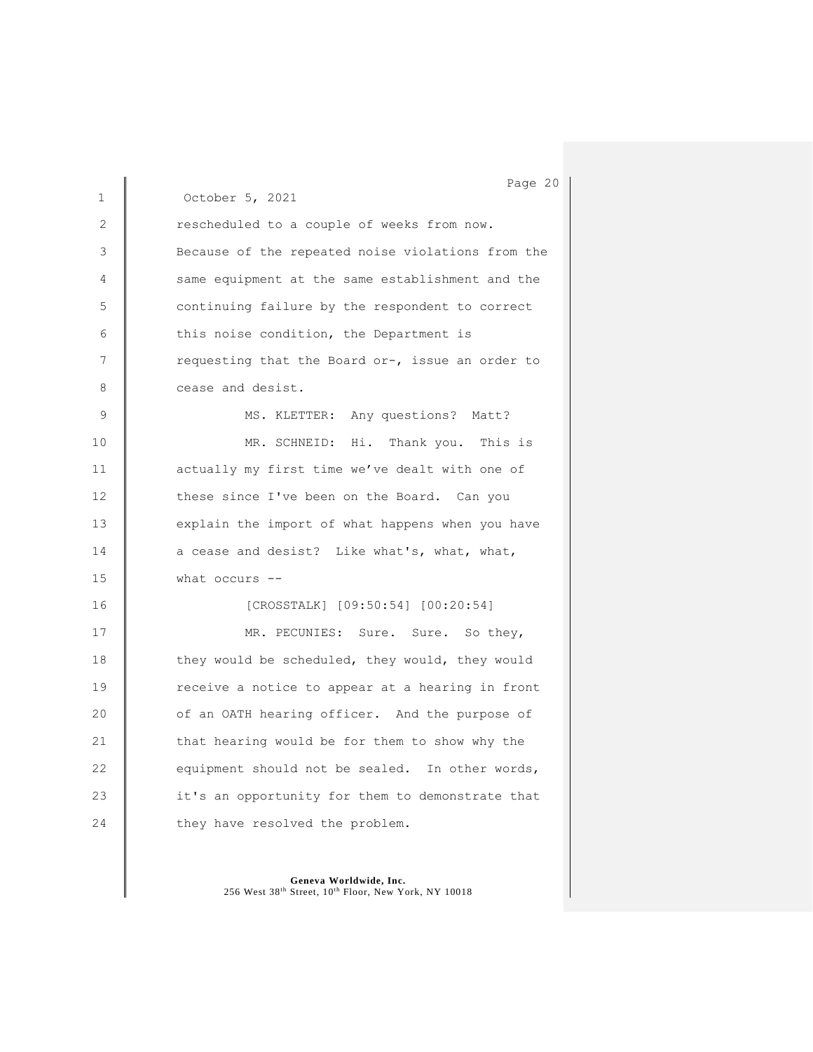October 5, 2021

rescheduled to a couple of weeks from now. Because of the repeated noise violations from the same equipment at the same establishment and the continuing failure by the respondent to correct this noise condition, the Department is requesting that the Board or-, issue an order to cease and desist.

MS. KLETTER: Any questions? Matt?

MR. SCHNEID: Hi. Thank you. This is actually my first time we've dealt with one of these since I've been on the Board. Can you explain the import of what happens when you have a cease and desist? Like what's, what, what, what occurs --

[CROSSTALK] [09:50:54] [00:20:54]

MR. PECUNIES: Sure. Sure. So they, they would be scheduled, they would, they would receive a notice to appear at a hearing in front of an OATH hearing officer. And the purpose of that hearing would be for them to show why the equipment should not be sealed. In other words, it's an opportunity for them to demonstrate that they have resolved the problem.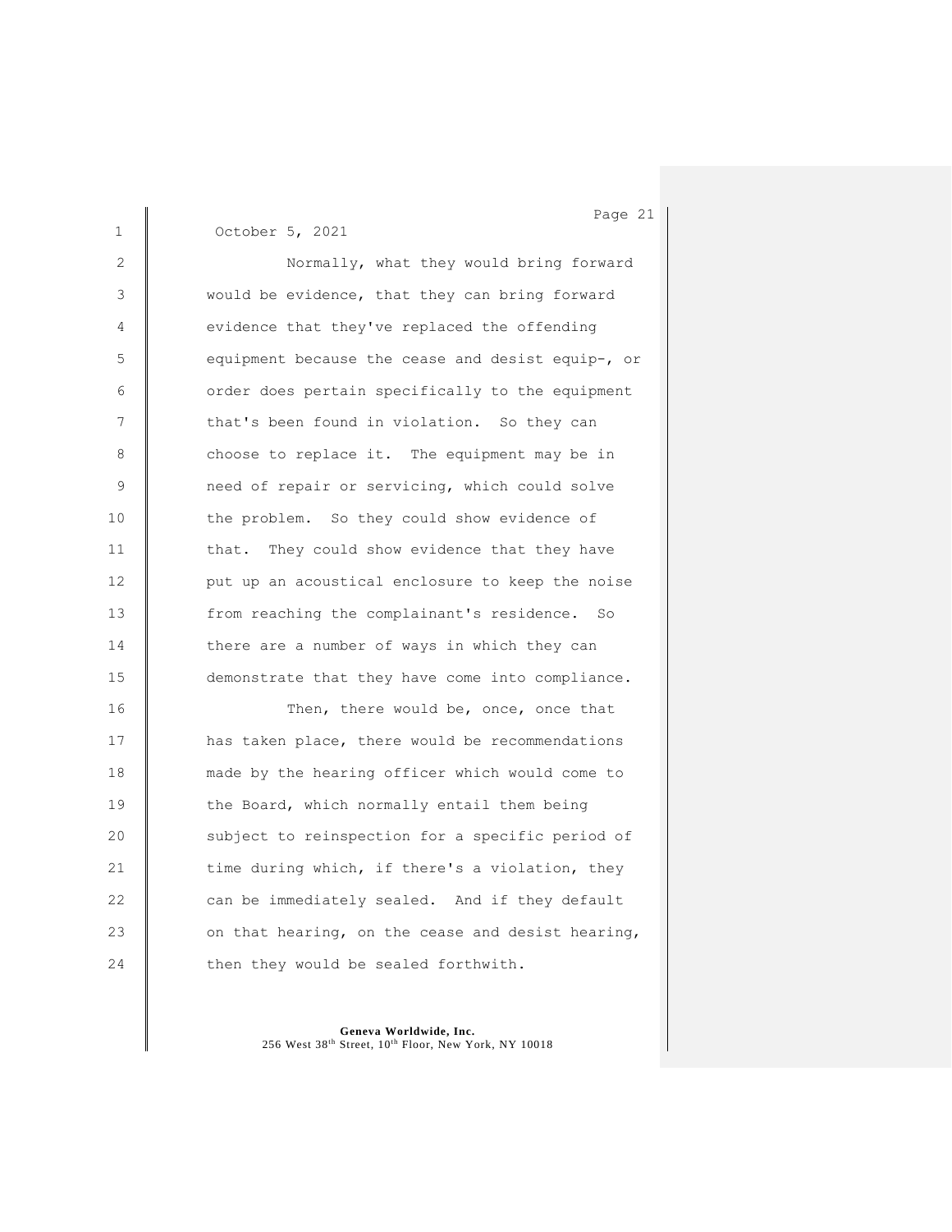October 5, 2021

Normally, what they would bring forward would be evidence, that they can bring forward evidence that they've replaced the offending equipment because the cease and desist equip-, or order does pertain specifically to the equipment that's been found in violation. So they can choose to replace it. The equipment may be in need of repair or servicing, which could solve the problem. So they could show evidence of that. They could show evidence that they have put up an acoustical enclosure to keep the noise from reaching the complainant's residence. So there are a number of ways in which they can demonstrate that they have come into compliance.

Then, there would be, once, once that has taken place, there would be recommendations made by the hearing officer which would come to the Board, which normally entail them being subject to reinspection for a specific period of time during which, if there's a violation, they can be immediately sealed. And if they default on that hearing, on the cease and desist hearing, then they would be sealed forthwith.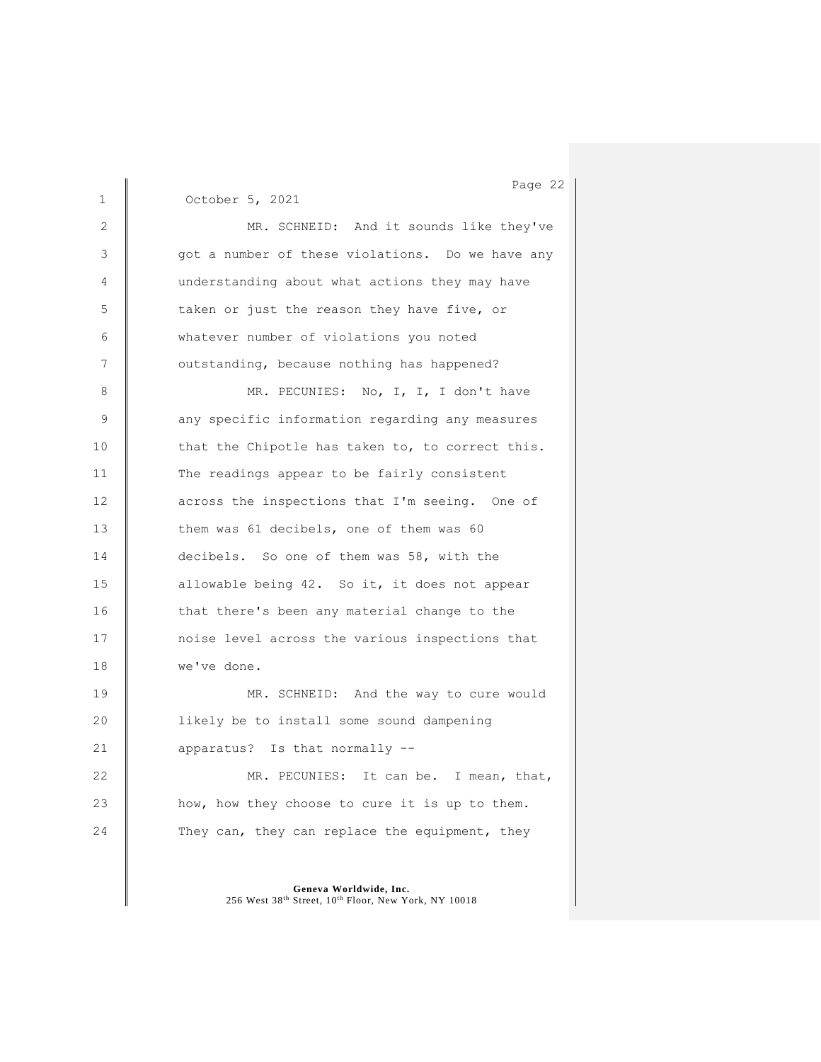October 5, 2021

MR. SCHNEID: And it sounds like they've got a number of these violations. Do we have any understanding about what actions they may have taken or just the reason they have five, or whatever number of violations you noted outstanding, because nothing has happened?

MR. PECUNIES: No, I, I, I don't have any specific information regarding any measures that the Chipotle has taken to, to correct this. The readings appear to be fairly consistent across the inspections that I'm seeing. One of them was 61 decibels, one of them was 60 decibels. So one of them was 58, with the allowable being 42. So it, it does not appear that there's been any material change to the noise level across the various inspections that we've done.

MR. SCHNEID: And the way to cure would likely be to install some sound dampening apparatus? Is that normally --

MR. PECUNIES: It can be. I mean, that, how, how they choose to cure it is up to them. They can, they can replace the equipment, they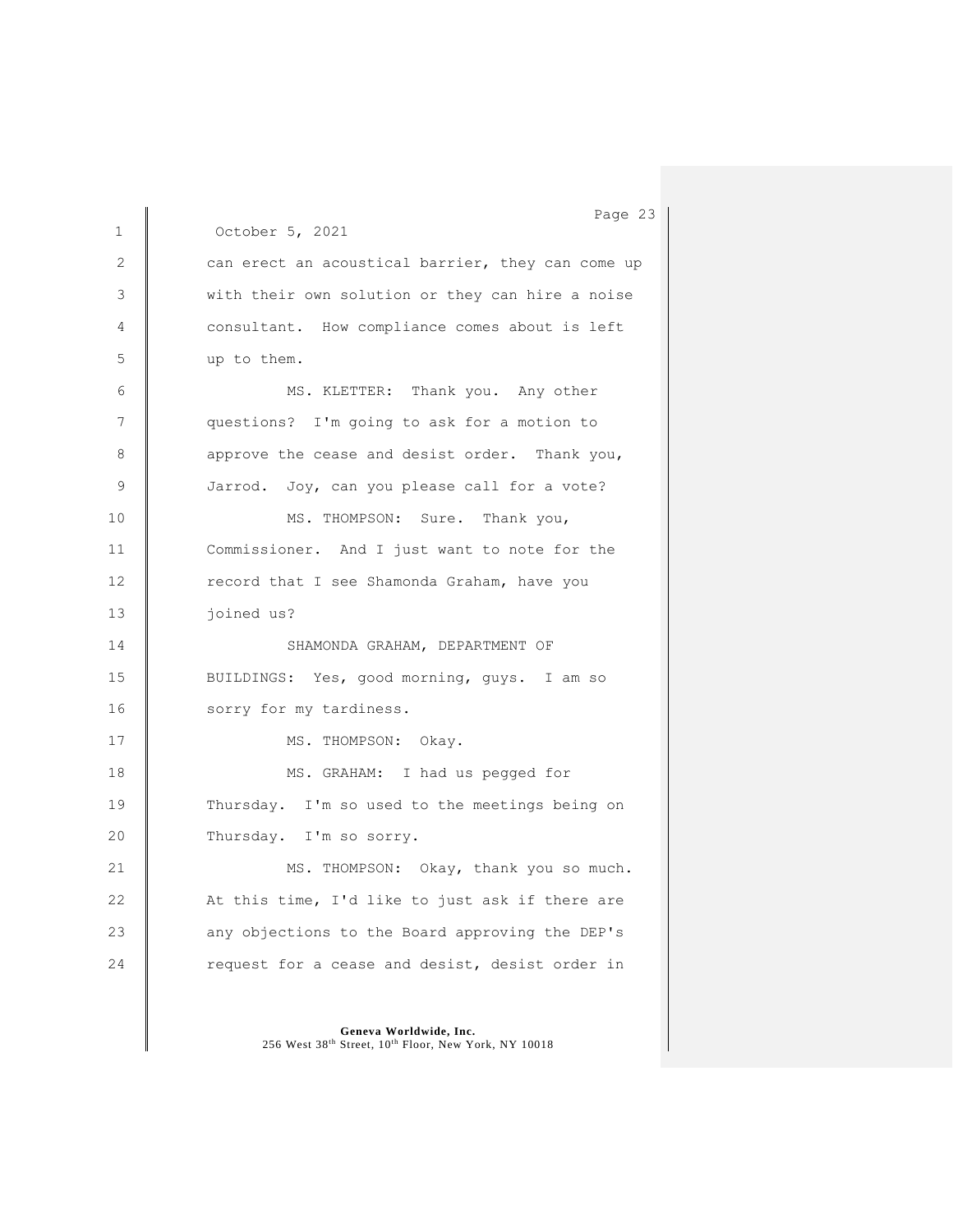October 5, 2021

can erect an acoustical barrier, they can come up with their own solution or they can hire a noise consultant. How compliance comes about is left up to them.

MS. KLETTER: Thank you. Any other questions? I'm going to ask for a motion to approve the cease and desist order. Thank you, Jarrod. Joy, can you please call for a vote?

MS. THOMPSON: Sure. Thank you, Commissioner. And I just want to note for the record that I see Shamonda Graham, have you joined us?

SHAMONDA GRAHAM, DEPARTMENT OF BUILDINGS: Yes, good morning, guys. I am so sorry for my tardiness.

MS. THOMPSON: Okay.

MS. GRAHAM: I had us pegged for Thursday. I'm so used to the meetings being on Thursday. I'm so sorry.

MS. THOMPSON: Okay, thank you so much. At this time, I'd like to just ask if there are any objections to the Board approving the DEP's request for a cease and desist, desist order in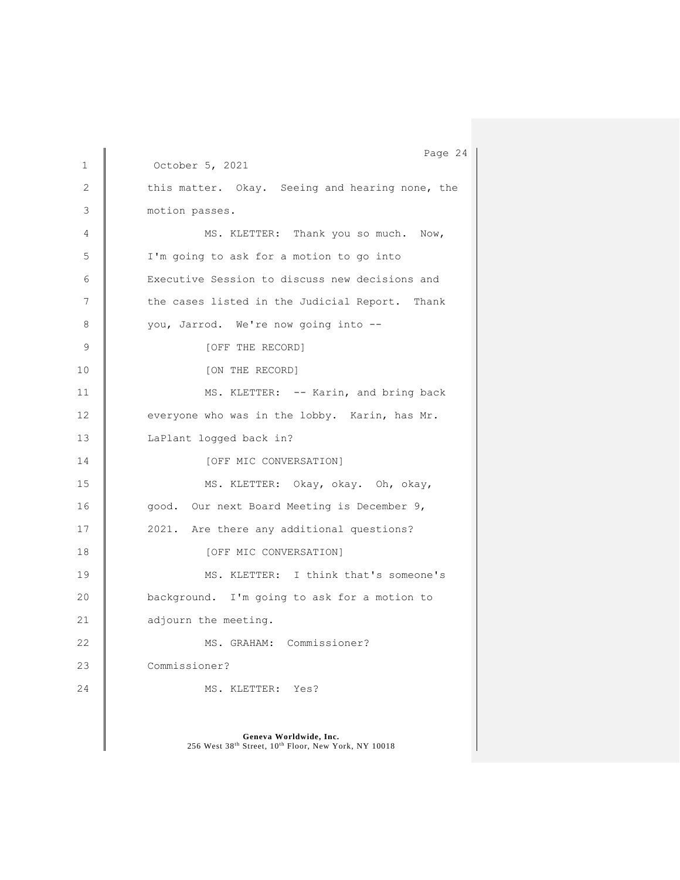October 5, 2021

this matter. Okay. Seeing and hearing none, the motion passes.

MS. KLETTER: Thank you so much. Now, I'm going to ask for a motion to go into Executive Session to discuss new decisions and the cases listed in the Judicial Report. Thank you, Jarrod. We're now going into --

[OFF THE RECORD]

[ON THE RECORD]

MS. KLETTER: -- Karin, and bring back everyone who was in the lobby. Karin, has Mr. LaPlant logged back in?

[OFF MIC CONVERSATION]

MS. KLETTER: Okay, okay. Oh, okay, good. Our next Board Meeting is December 9, 2021. Are there any additional questions?

[OFF MIC CONVERSATION]

MS. KLETTER: I think that's someone's background. I'm going to ask for a motion to adjourn the meeting.

MS. GRAHAM: Commissioner? Commissioner?

MS. KLETTER: Yes?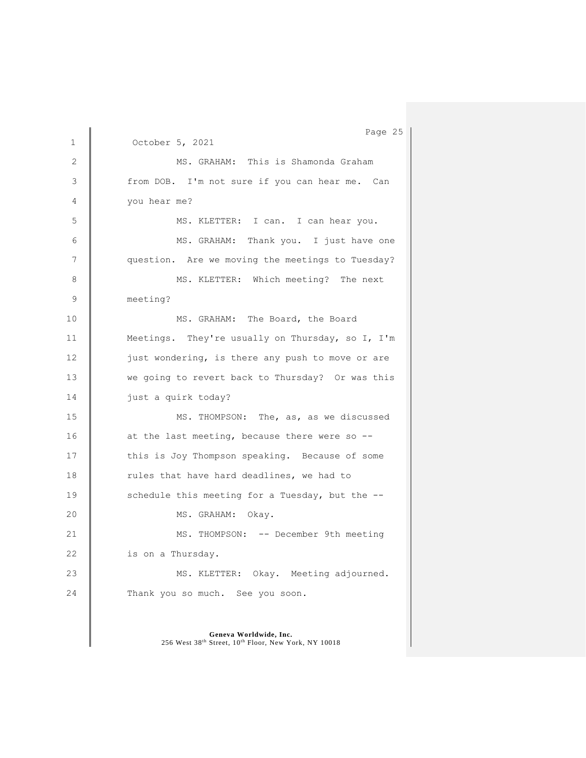October 5, 2021

MS. GRAHAM: This is Shamonda Graham from DOB. I'm not sure if you can hear me. Can you hear me?

MS. KLETTER: I can. I can hear you.

MS. GRAHAM: Thank you. I just have one question. Are we moving the meetings to Tuesday?

MS. KLETTER: Which meeting? The next meeting?

MS. GRAHAM: The Board, the Board Meetings. They're usually on Thursday, so I, I'm just wondering, is there any push to move or are we going to revert back to Thursday? Or was this just a quirk today?

MS. THOMPSON: The, as, as we discussed at the last meeting, because there were so -- this is Joy Thompson speaking. Because of some rules that have hard deadlines, we had to schedule this meeting for a Tuesday, but the --

MS. GRAHAM: Okay.

MS. THOMPSON: -- December 9th meeting is on a Thursday.

MS. KLETTER: Okay. Meeting adjourned. Thank you so much. See you soon.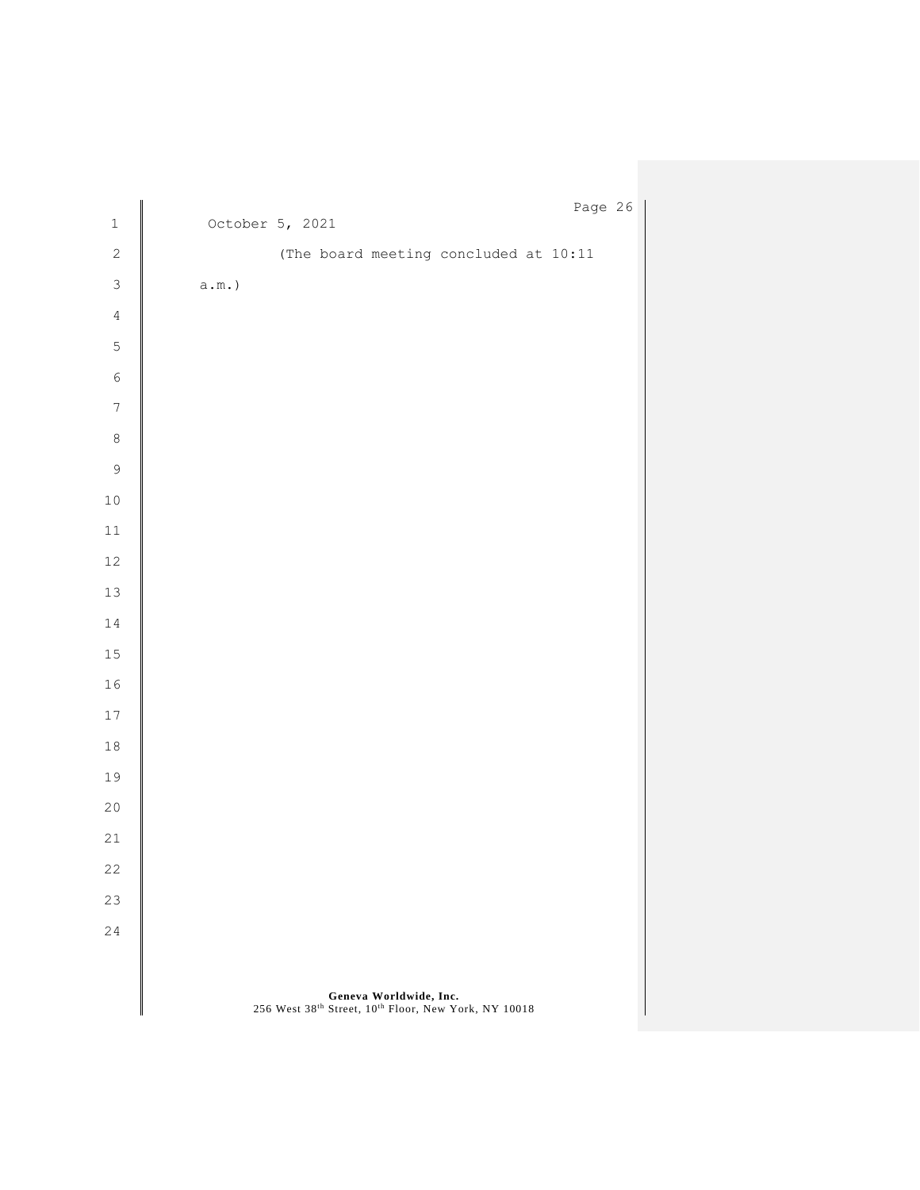October 5, 2021

(The board meeting concluded at 10:11 a.m.)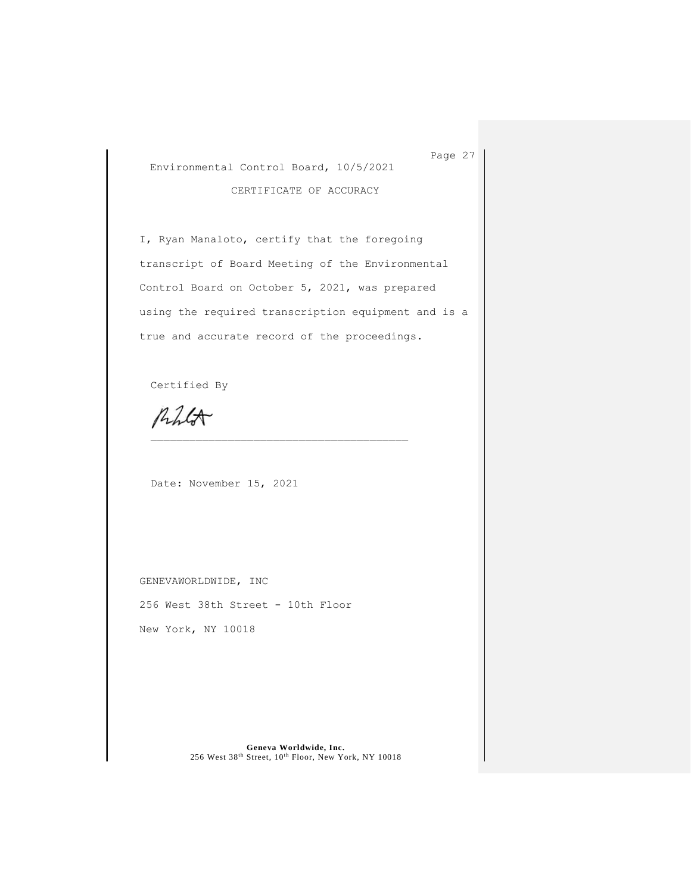## CERTIFICATE OF ACCURACY

I, Ryan Manaloto, certify that the foregoing transcript of Board Meeting of the Environmental Control Board on October 5, 2021, was prepared using the required transcription equipment and is a true and accurate record of the proceedings.

Certified By

\_\_\_\_\_\_\_\_\_\_\_\_\_\_\_\_\_\_\_\_\_\_\_\_\_\_\_\_\_\_\_\_\_\_\_\_\_\_\_\_

Date: November 15, 2021

GENEVAWORLDWIDE, INC

256 West 38th Street - 10th Floor

New York, NY 10018